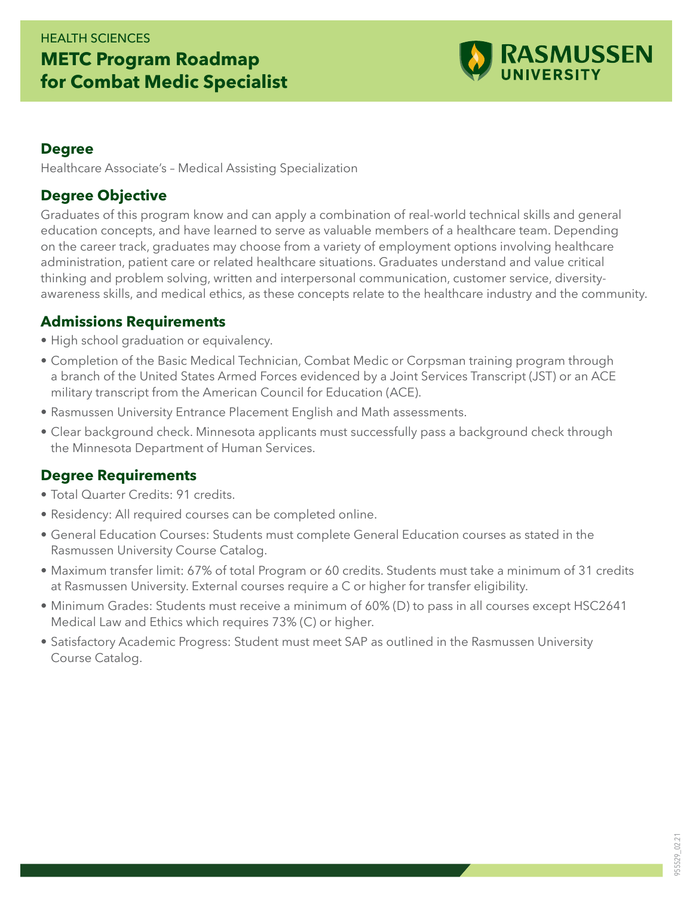HEALTH SCIENCES

# METC Program Roadmap for Combat Medic Specialist

RASMUSSEN UNIVERSITY

## Degree

Healthcare Associate's – Medical Assisting Specialization

## Degree Objective

Graduates of this program know and can apply a combination of real-world technical skills and general education concepts, and have learned to serve as valuable members of a healthcare team. Depending on the career track, graduates may choose from a variety of employment options involving healthcare administration, patient care or related healthcare situations. Graduates understand and value critical thinking and problem solving, written and interpersonal communication, customer service, diversity-awareness skills, and medical ethics, as these concepts relate to the healthcare industry and the community.

## Admissions Requirements

- High school graduation or equivalency.
- Completion of the Basic Medical Technician, Combat Medic or Corpsman training program through a branch of the United States Armed Forces evidenced by a Joint Services Transcript (JST) or an ACE military transcript from the American Council for Education (ACE).
- Rasmussen University Entrance Placement English and Math assessments.
- Clear background check. Minnesota applicants must successfully pass a background check through the Minnesota Department of Human Services.

## Degree Requirements

- Total Quarter Credits: 91 credits.
- Residency: All required courses can be completed online.
- General Education Courses: Students must complete General Education courses as stated in the Rasmussen University Course Catalog.
- Maximum transfer limit: 67% of total Program or 60 credits. Students must take a minimum of 31 credits at Rasmussen University. External courses require a C or higher for transfer eligibility.
- Minimum Grades: Students must receive a minimum of 60% (D) to pass in all courses except HSC2641 Medical Law and Ethics which requires 73% (C) or higher.
- Satisfactory Academic Progress: Student must meet SAP as outlined in the Rasmussen University Course Catalog.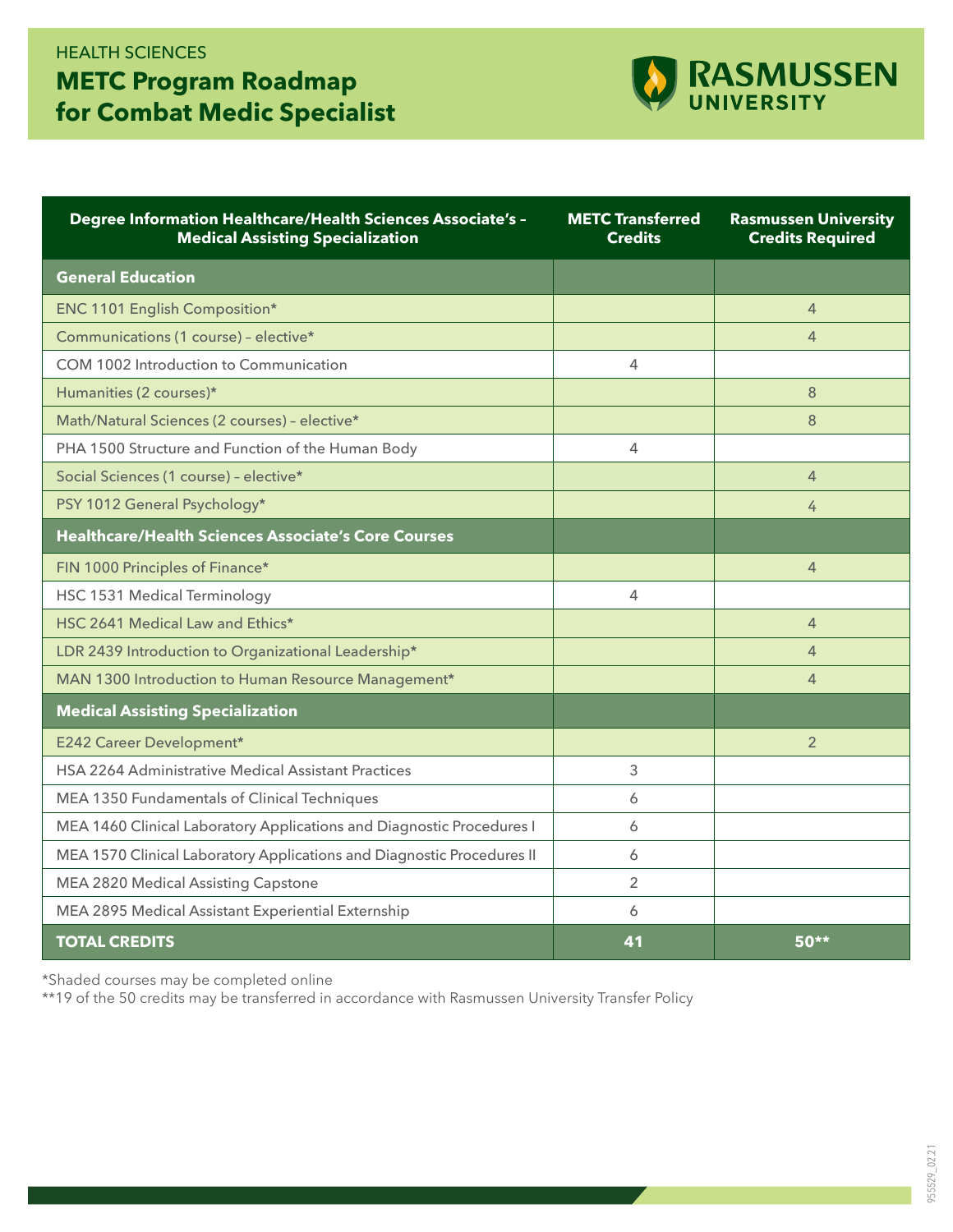HEALTH SCIENCES

# METC Program Roadmap for Combat Medic Specialist

RASMUSSEN UNIVERSITY

| Degree Information Healthcare/Health Sciences Associate's – Medical Assisting Specialization | METC Transferred Credits | Rasmussen University Credits Required |
|---|---|---|
| **General Education** | | |
| ENC 1101 English Composition* | | 4 |
| Communications (1 course) – elective* | | 4 |
| COM 1002 Introduction to Communication | 4 | |
| Humanities (2 courses)* | | 8 |
| Math/Natural Sciences (2 courses) – elective* | | 8 |
| PHA 1500 Structure and Function of the Human Body | 4 | |
| Social Sciences (1 course) – elective* | | 4 |
| PSY 1012 General Psychology* | | 4 |
| **Healthcare/Health Sciences Associate's Core Courses** | | |
| FIN 1000 Principles of Finance* | | 4 |
| HSC 1531 Medical Terminology | 4 | |
| HSC 2641 Medical Law and Ethics* | | 4 |
| LDR 2439 Introduction to Organizational Leadership* | | 4 |
| MAN 1300 Introduction to Human Resource Management* | | 4 |
| **Medical Assisting Specialization** | | |
| E242 Career Development* | | 2 |
| HSA 2264 Administrative Medical Assistant Practices | 3 | |
| MEA 1350 Fundamentals of Clinical Techniques | 6 | |
| MEA 1460 Clinical Laboratory Applications and Diagnostic Procedures I | 6 | |
| MEA 1570 Clinical Laboratory Applications and Diagnostic Procedures II | 6 | |
| MEA 2820 Medical Assisting Capstone | 2 | |
| MEA 2895 Medical Assistant Experiential Externship | 6 | |
| **TOTAL CREDITS** | **41** | **50**** |

*Shaded courses may be completed online

**19 of the 50 credits may be transferred in accordance with Rasmussen University Transfer Policy

955529_02.21